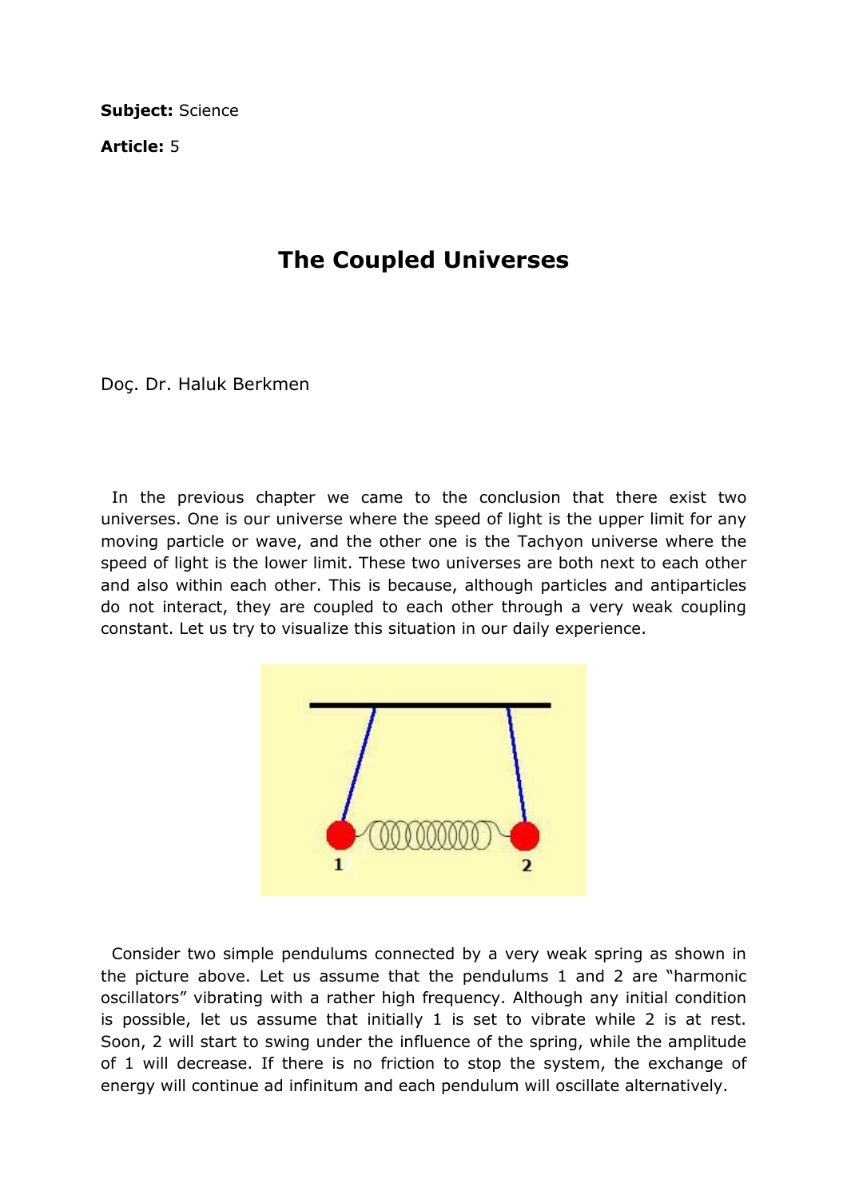**Subject:** Science

**Article:** 5

# The Coupled Universes

Doç. Dr. Haluk Berkmen

In the previous chapter we came to the conclusion that there exist two universes. One is our universe where the speed of light is the upper limit for any moving particle or wave, and the other one is the Tachyon universe where the speed of light is the lower limit. These two universes are both next to each other and also within each other. This is because, although particles and antiparticles do not interact, they are coupled to each other through a very weak coupling constant. Let us try to visualize this situation in our daily experience.

Consider two simple pendulums connected by a very weak spring as shown in the picture above. Let us assume that the pendulums 1 and 2 are "harmonic oscillators" vibrating with a rather high frequency. Although any initial condition is possible, let us assume that initially 1 is set to vibrate while 2 is at rest. Soon, 2 will start to swing under the influence of the spring, while the amplitude of 1 will decrease. If there is no friction to stop the system, the exchange of energy will continue ad infinitum and each pendulum will oscillate alternatively.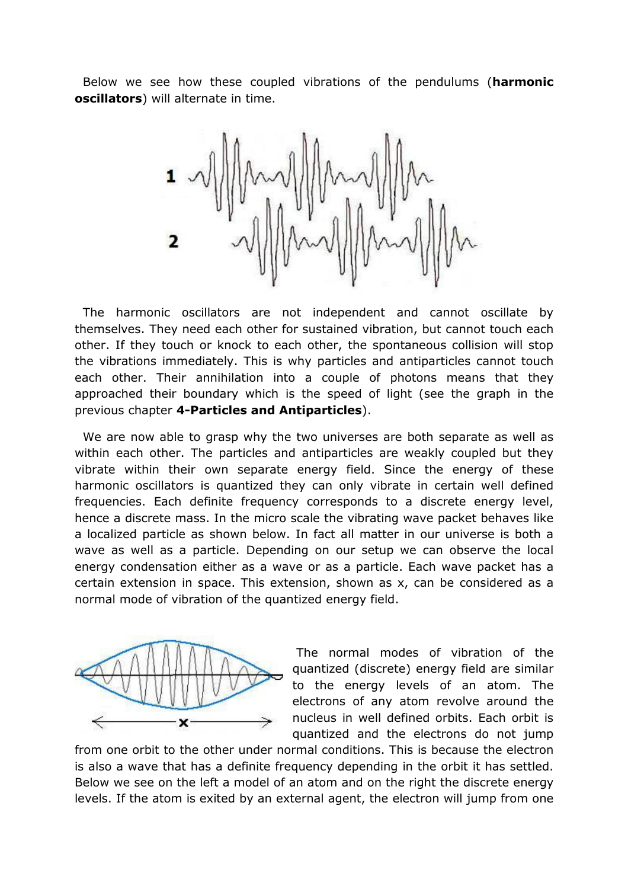Below we see how these coupled vibrations of the pendulums (**harmonic oscillators**) will alternate in time.

The harmonic oscillators are not independent and cannot oscillate by themselves. They need each other for sustained vibration, but cannot touch each other. If they touch or knock to each other, the spontaneous collision will stop the vibrations immediately. This is why particles and antiparticles cannot touch each other. Their annihilation into a couple of photons means that they approached their boundary which is the speed of light (see the graph in the previous chapter **4-Particles and Antiparticles**).

We are now able to grasp why the two universes are both separate as well as within each other. The particles and antiparticles are weakly coupled but they vibrate within their own separate energy field. Since the energy of these harmonic oscillators is quantized they can only vibrate in certain well defined frequencies. Each definite frequency corresponds to a discrete energy level, hence a discrete mass. In the micro scale the vibrating wave packet behaves like a localized particle as shown below. In fact all matter in our universe is both a wave as well as a particle. Depending on our setup we can observe the local energy condensation either as a wave or as a particle. Each wave packet has a certain extension in space. This extension, shown as x, can be considered as a normal mode of vibration of the quantized energy field.

The normal modes of vibration of the quantized (discrete) energy field are similar to the energy levels of an atom. The electrons of any atom revolve around the nucleus in well defined orbits. Each orbit is quantized and the electrons do not jump from one orbit to the other under normal conditions. This is because the electron is also a wave that has a definite frequency depending in the orbit it has settled. Below we see on the left a model of an atom and on the right the discrete energy levels. If the atom is exited by an external agent, the electron will jump from one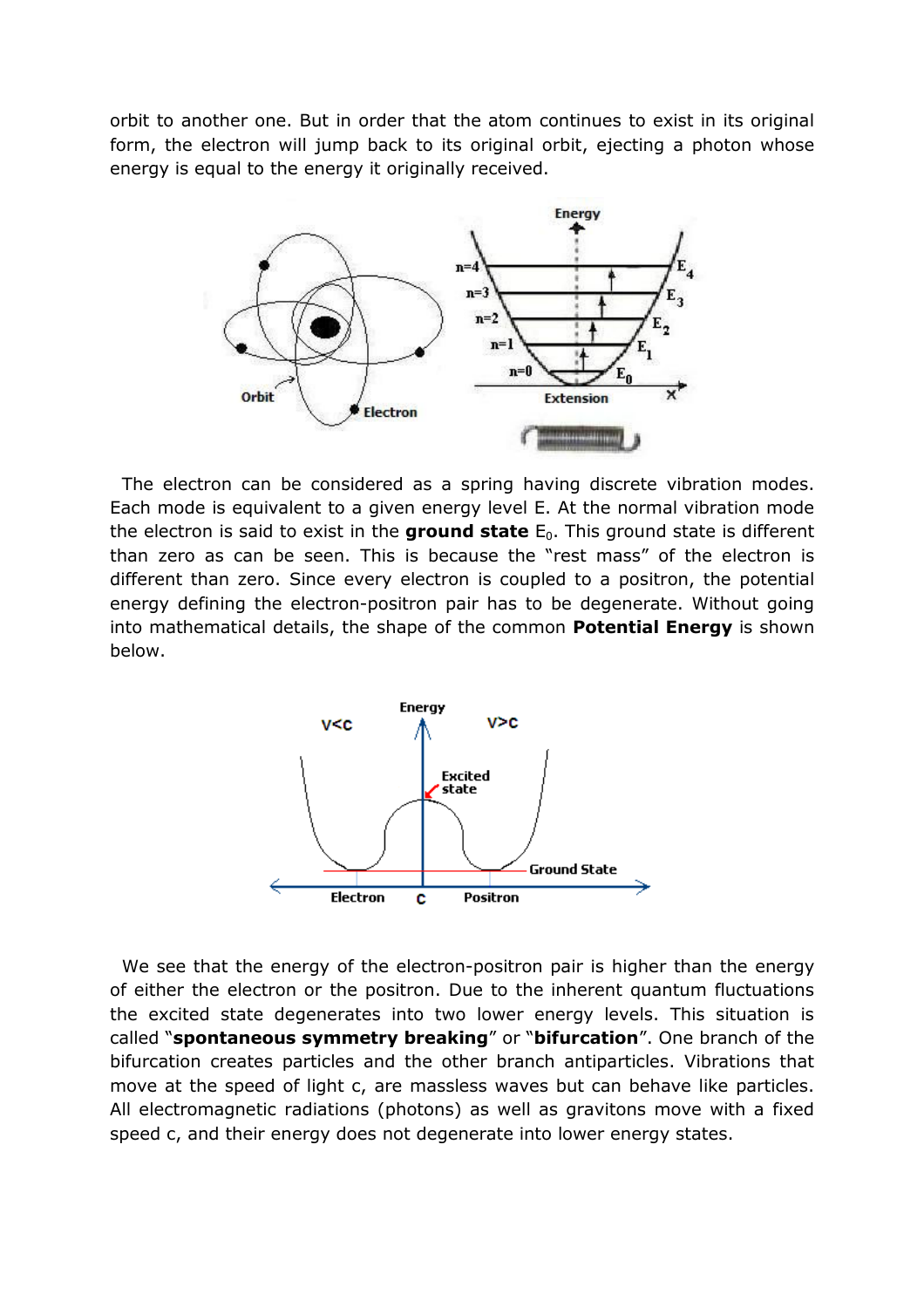orbit to another one. But in order that the atom continues to exist in its original form, the electron will jump back to its original orbit, ejecting a photon whose energy is equal to the energy it originally received.

Energy

n=4
n=3
n=2
n=1
n=0

$E_4$
$E_3$
$E_2$
$E_1$
$E_0$

Orbit
Electron
Extension
x

The electron can be considered as a spring having discrete vibration modes. Each mode is equivalent to a given energy level E. At the normal vibration mode the electron is said to exist in the **ground state** $E_0$. This ground state is different than zero as can be seen. This is because the "rest mass" of the electron is different than zero. Since every electron is coupled to a positron, the potential energy defining the electron-positron pair has to be degenerate. Without going into mathematical details, the shape of the common **Potential Energy** is shown below.

Energy
V<c
V>c
Excited state
Ground State
Electron
c
Positron

We see that the energy of the electron-positron pair is higher than the energy of either the electron or the positron. Due to the inherent quantum fluctuations the excited state degenerates into two lower energy levels. This situation is called "**spontaneous symmetry breaking**" or "**bifurcation**". One branch of the bifurcation creates particles and the other branch antiparticles. Vibrations that move at the speed of light c, are massless waves but can behave like particles. All electromagnetic radiations (photons) as well as gravitons move with a fixed speed c, and their energy does not degenerate into lower energy states.